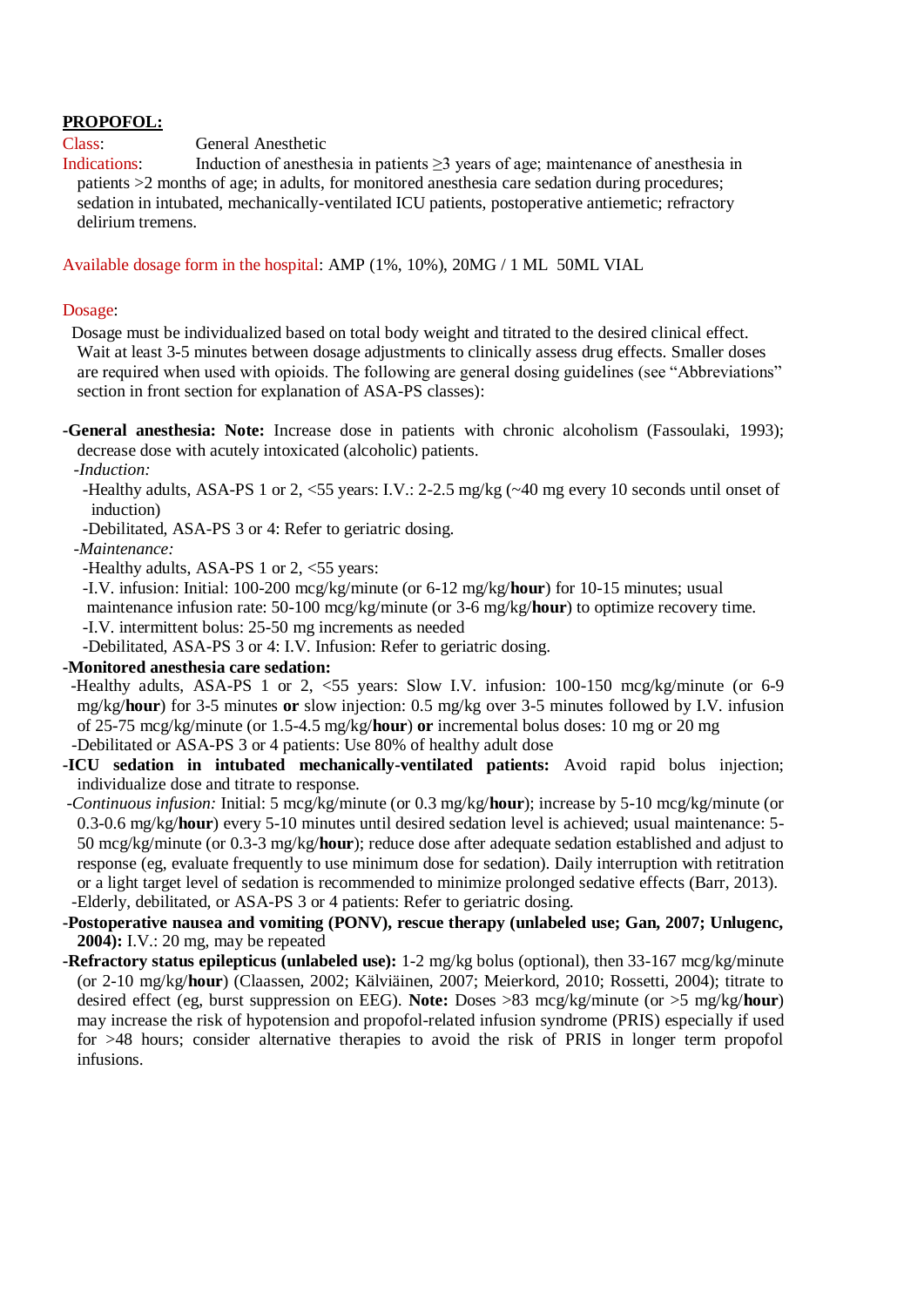**PROPOFOL:**

Class: General Anesthetic

Indications: Induction of anesthesia in patients ≥3 years of age; maintenance of anesthesia in patients >2 months of age; in adults, for monitored anesthesia care sedation during procedures; sedation in intubated, mechanically-ventilated ICU patients, postoperative antiemetic; refractory delirium tremens.

Available dosage form in the hospital: AMP (1%, 10%), 20MG / 1 ML 50ML VIAL

Dosage:

Dosage must be individualized based on total body weight and titrated to the desired clinical effect. Wait at least 3-5 minutes between dosage adjustments to clinically assess drug effects. Smaller doses are required when used with opioids. The following are general dosing guidelines (see "Abbreviations" section in front section for explanation of ASA-PS classes):

-**General anesthesia: Note:** Increase dose in patients with chronic alcoholism (Fassoulaki, 1993); decrease dose with acutely intoxicated (alcoholic) patients.

-*Induction:*

-Healthy adults, ASA-PS 1 or 2, <55 years: I.V.: 2-2.5 mg/kg (~40 mg every 10 seconds until onset of induction)

-Debilitated, ASA-PS 3 or 4: Refer to geriatric dosing.

-*Maintenance:*

-Healthy adults, ASA-PS 1 or 2, <55 years:

-I.V. infusion: Initial: 100-200 mcg/kg/minute (or 6-12 mg/kg/**hour**) for 10-15 minutes; usual maintenance infusion rate: 50-100 mcg/kg/minute (or 3-6 mg/kg/**hour**) to optimize recovery time.

-I.V. intermittent bolus: 25-50 mg increments as needed

-Debilitated, ASA-PS 3 or 4: I.V. Infusion: Refer to geriatric dosing.

-**Monitored anesthesia care sedation:**

-Healthy adults, ASA-PS 1 or 2, <55 years: Slow I.V. infusion: 100-150 mcg/kg/minute (or 6-9 mg/kg/**hour**) for 3-5 minutes **or** slow injection: 0.5 mg/kg over 3-5 minutes followed by I.V. infusion of 25-75 mcg/kg/minute (or 1.5-4.5 mg/kg/**hour**) **or** incremental bolus doses: 10 mg or 20 mg

-Debilitated or ASA-PS 3 or 4 patients: Use 80% of healthy adult dose

-**ICU sedation in intubated mechanically-ventilated patients:** Avoid rapid bolus injection; individualize dose and titrate to response.

-*Continuous infusion:* Initial: 5 mcg/kg/minute (or 0.3 mg/kg/**hour**); increase by 5-10 mcg/kg/minute (or 0.3-0.6 mg/kg/**hour**) every 5-10 minutes until desired sedation level is achieved; usual maintenance: 5-50 mcg/kg/minute (or 0.3-3 mg/kg/**hour**); reduce dose after adequate sedation established and adjust to response (eg, evaluate frequently to use minimum dose for sedation). Daily interruption with retitration or a light target level of sedation is recommended to minimize prolonged sedative effects (Barr, 2013).

-Elderly, debilitated, or ASA-PS 3 or 4 patients: Refer to geriatric dosing.

-**Postoperative nausea and vomiting (PONV), rescue therapy (unlabeled use; Gan, 2007; Unlugenc, 2004):** I.V.: 20 mg, may be repeated

-**Refractory status epilepticus (unlabeled use):** 1-2 mg/kg bolus (optional), then 33-167 mcg/kg/minute (or 2-10 mg/kg/**hour**) (Claassen, 2002; Kälviäinen, 2007; Meierkord, 2010; Rossetti, 2004); titrate to desired effect (eg, burst suppression on EEG). **Note:** Doses >83 mcg/kg/minute (or >5 mg/kg/**hour**) may increase the risk of hypotension and propofol-related infusion syndrome (PRIS) especially if used for >48 hours; consider alternative therapies to avoid the risk of PRIS in longer term propofol infusions.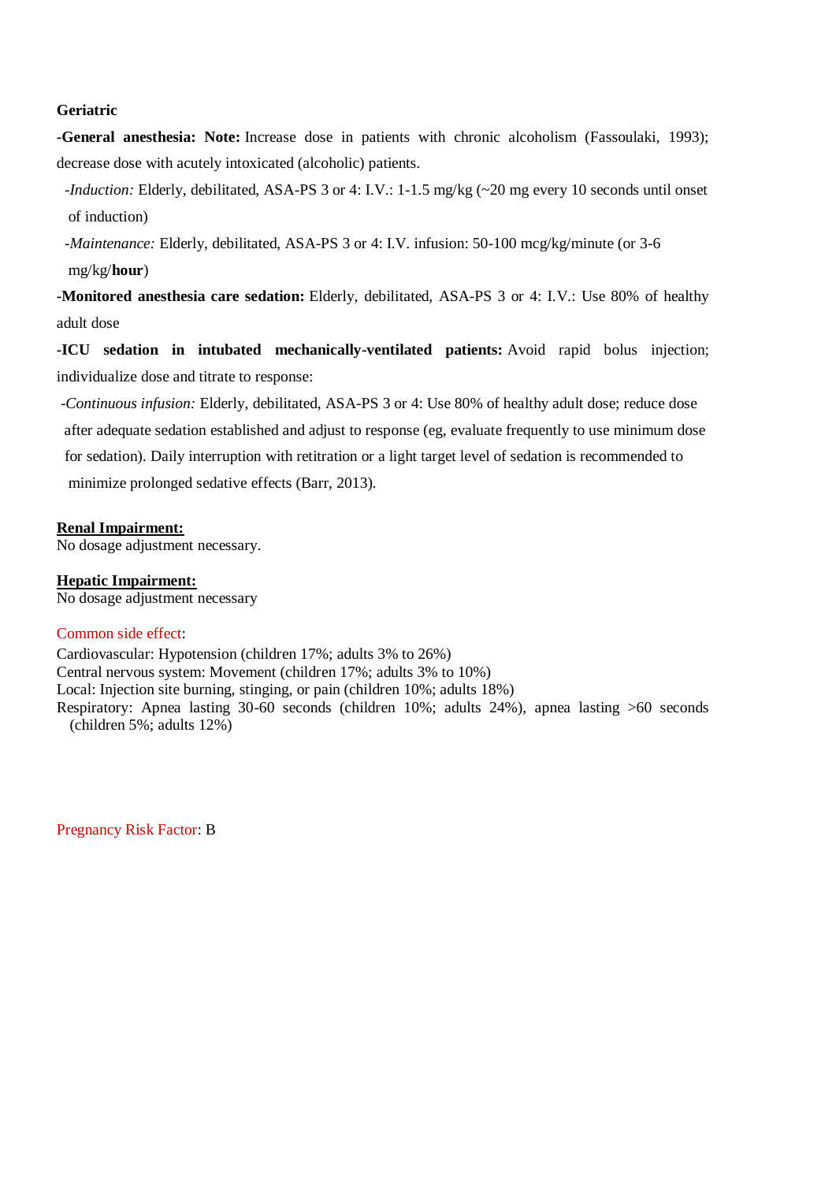**Geriatric**

**-General anesthesia: Note:** Increase dose in patients with chronic alcoholism (Fassoulaki, 1993); decrease dose with acutely intoxicated (alcoholic) patients.

-*Induction:* Elderly, debilitated, ASA-PS 3 or 4: I.V.: 1-1.5 mg/kg (~20 mg every 10 seconds until onset of induction)

-*Maintenance:* Elderly, debilitated, ASA-PS 3 or 4: I.V. infusion: 50-100 mcg/kg/minute (or 3-6 mg/kg/**hour**)

**-Monitored anesthesia care sedation:** Elderly, debilitated, ASA-PS 3 or 4: I.V.: Use 80% of healthy adult dose

**-ICU sedation in intubated mechanically-ventilated patients:** Avoid rapid bolus injection; individualize dose and titrate to response:

-*Continuous infusion:* Elderly, debilitated, ASA-PS 3 or 4: Use 80% of healthy adult dose; reduce dose after adequate sedation established and adjust to response (eg, evaluate frequently to use minimum dose for sedation). Daily interruption with retitration or a light target level of sedation is recommended to minimize prolonged sedative effects (Barr, 2013).

**Renal Impairment:**
No dosage adjustment necessary.

**Hepatic Impairment:**
No dosage adjustment necessary

Common side effect:
Cardiovascular: Hypotension (children 17%; adults 3% to 26%)
Central nervous system: Movement (children 17%; adults 3% to 10%)
Local: Injection site burning, stinging, or pain (children 10%; adults 18%)
Respiratory: Apnea lasting 30-60 seconds (children 10%; adults 24%), apnea lasting >60 seconds (children 5%; adults 12%)

Pregnancy Risk Factor: B